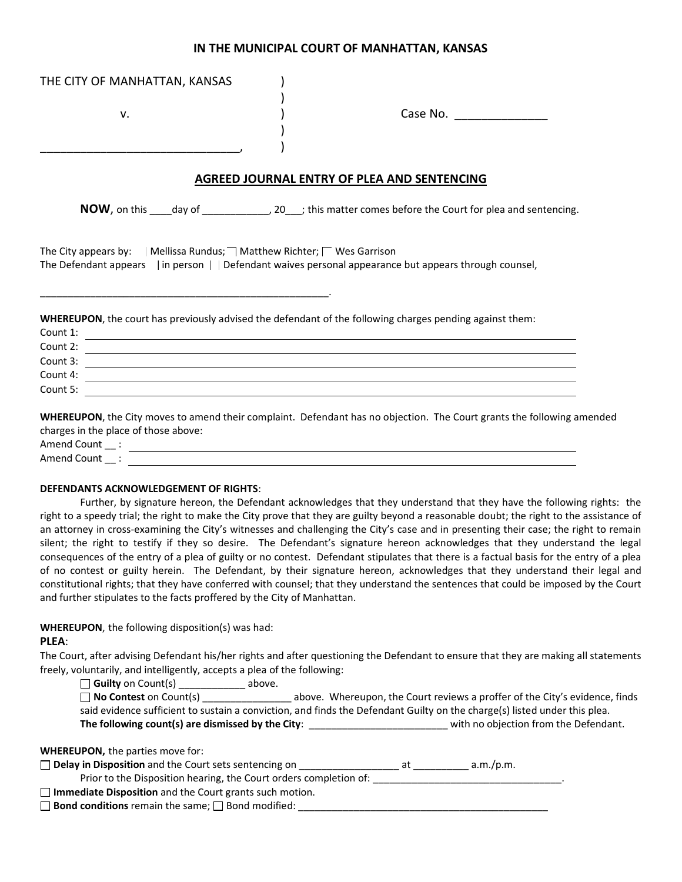**IN THE MUNICIPAL COURT OF MANHATTAN, KANSAS**

THE CITY OF MANHATTAN, KANSAS )
)
v. ) Case No. ______________
)
_______________________________, )

## AGREED JOURNAL ENTRY OF PLEA AND SENTENCING

**NOW**, on this ____day of ____________, 20___; this matter comes before the Court for plea and sentencing.

The City appears by: ☐ Mellissa Rundus; ☐ Matthew Richter; ☐ Wes Garrison
The Defendant appears ☐ in person ☐ Defendant waives personal appearance but appears through counsel,

_____________________________________________________.

**WHEREUPON**, the court has previously advised the defendant of the following charges pending against them:
Count 1: ______________________________________________
Count 2: ______________________________________________
Count 3: ______________________________________________
Count 4: ______________________________________________
Count 5: ______________________________________________

**WHEREUPON**, the City moves to amend their complaint. Defendant has no objection. The Court grants the following amended charges in the place of those above:
Amend Count __ : ______________________________________________
Amend Count __ : ______________________________________________

**DEFENDANTS ACKNOWLEDGEMENT OF RIGHTS**:
Further, by signature hereon, the Defendant acknowledges that they understand that they have the following rights: the right to a speedy trial; the right to make the City prove that they are guilty beyond a reasonable doubt; the right to the assistance of an attorney in cross-examining the City's witnesses and challenging the City's case and in presenting their case; the right to remain silent; the right to testify if they so desire. The Defendant's signature hereon acknowledges that they understand the legal consequences of the entry of a plea of guilty or no contest. Defendant stipulates that there is a factual basis for the entry of a plea of no contest or guilty herein. The Defendant, by their signature hereon, acknowledges that they understand their legal and constitutional rights; that they have conferred with counsel; that they understand the sentences that could be imposed by the Court and further stipulates to the facts proffered by the City of Manhattan.

**WHEREUPON**, the following disposition(s) was had:
**PLEA**:
The Court, after advising Defendant his/her rights and after questioning the Defendant to ensure that they are making all statements freely, voluntarily, and intelligently, accepts a plea of the following:

☐ **Guilty** on Count(s) ___________ above.
☐ **No Contest** on Count(s) _______________ above. Whereupon, the Court reviews a proffer of the City's evidence, finds said evidence sufficient to sustain a conviction, and finds the Defendant Guilty on the charge(s) listed under this plea.
**The following count(s) are dismissed by the City**: ________________________ with no objection from the Defendant.

**WHEREUPON,** the parties move for:
☐ **Delay in Disposition** and the Court sets sentencing on _________________ at __________ a.m./p.m.
Prior to the Disposition hearing, the Court orders completion of: __________________________________.
☐ **Immediate Disposition** and the Court grants such motion.
☐ **Bond conditions** remain the same; ☐ Bond modified: ______________________________________________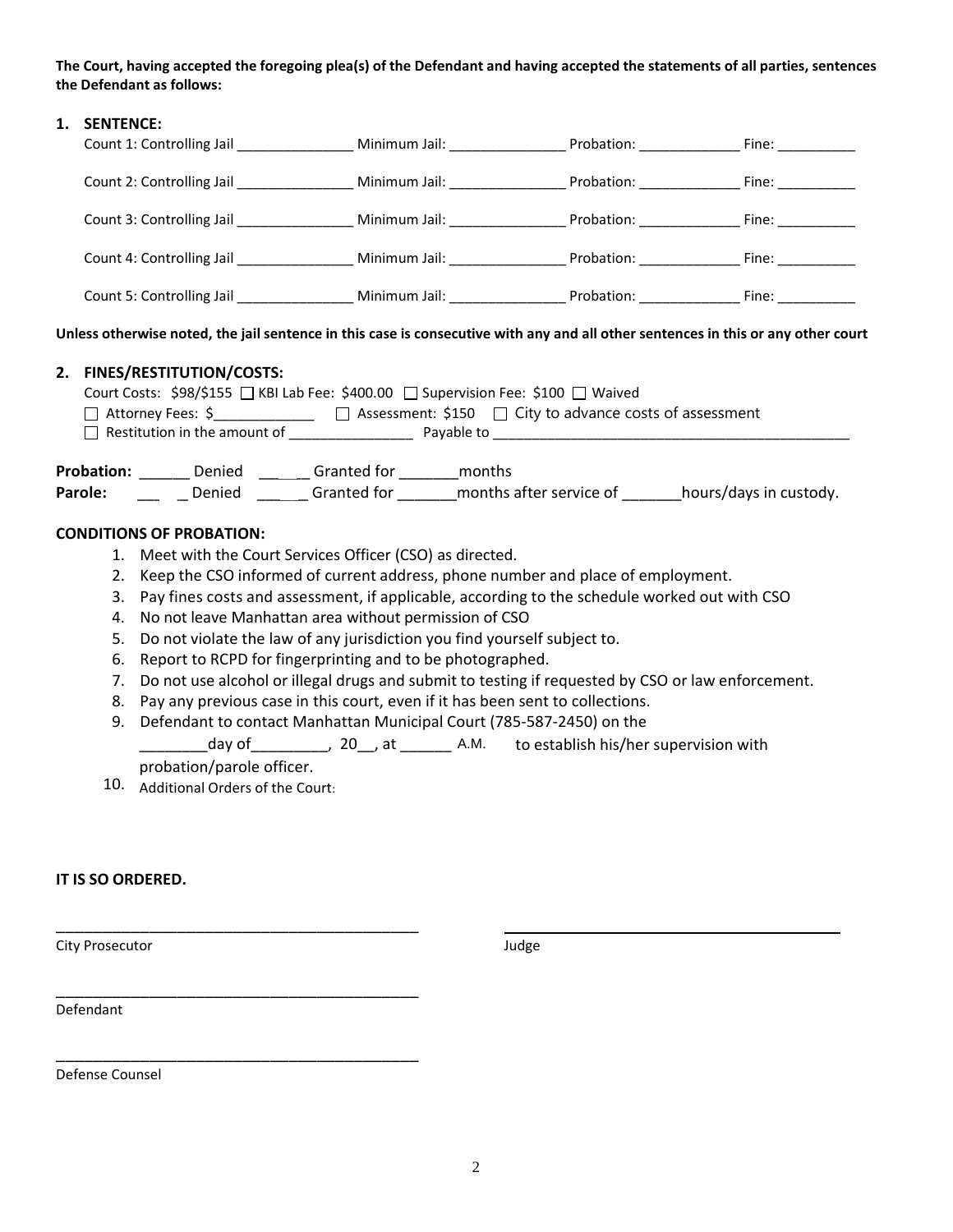**The Court, having accepted the foregoing plea(s) of the Defendant and having accepted the statements of all parties, sentences the Defendant as follows:**

**1. SENTENCE:**

Count 1: Controlling Jail _______________ Minimum Jail: _______________ Probation: _____________ Fine: __________

Count 2: Controlling Jail _______________ Minimum Jail: _______________ Probation: _____________ Fine: __________

Count 3: Controlling Jail _______________ Minimum Jail: _______________ Probation: _____________ Fine: __________

Count 4: Controlling Jail _______________ Minimum Jail: _______________ Probation: _____________ Fine: __________

Count 5: Controlling Jail _______________ Minimum Jail: _______________ Probation: _____________ Fine: __________

**Unless otherwise noted, the jail sentence in this case is consecutive with any and all other sentences in this or any other court**

**2. FINES/RESTITUTION/COSTS:**

Court Costs: $98/$155 ☐ KBI Lab Fee: $400.00 ☐ Supervision Fee: $100 ☐ Waived

☐ Attorney Fees: $_____________ ☐ Assessment: $150 ☐ City to advance costs of assessment

☐ Restitution in the amount of ________________ Payable to _____________________________________________

**Probation:** ______ Denied ______ Granted for _______months

**Parole:** ______ Denied ______ Granted for _______months after service of _______hours/days in custody.

**CONDITIONS OF PROBATION:**

1. Meet with the Court Services Officer (CSO) as directed.
2. Keep the CSO informed of current address, phone number and place of employment.
3. Pay fines costs and assessment, if applicable, according to the schedule worked out with CSO
4. No not leave Manhattan area without permission of CSO
5. Do not violate the law of any jurisdiction you find yourself subject to.
6. Report to RCPD for fingerprinting and to be photographed.
7. Do not use alcohol or illegal drugs and submit to testing if requested by CSO or law enforcement.
8. Pay any previous case in this court, even if it has been sent to collections.
9. Defendant to contact Manhattan Municipal Court (785-587-2450) on the ________day of_________, 20__, at ______ A.M. to establish his/her supervision with probation/parole officer.
10. Additional Orders of the Court:

**IT IS SO ORDERED.**

_____________________________________________
City Prosecutor

_____________________________________________
Judge

_____________________________________________
Defendant

_____________________________________________
Defense Counsel